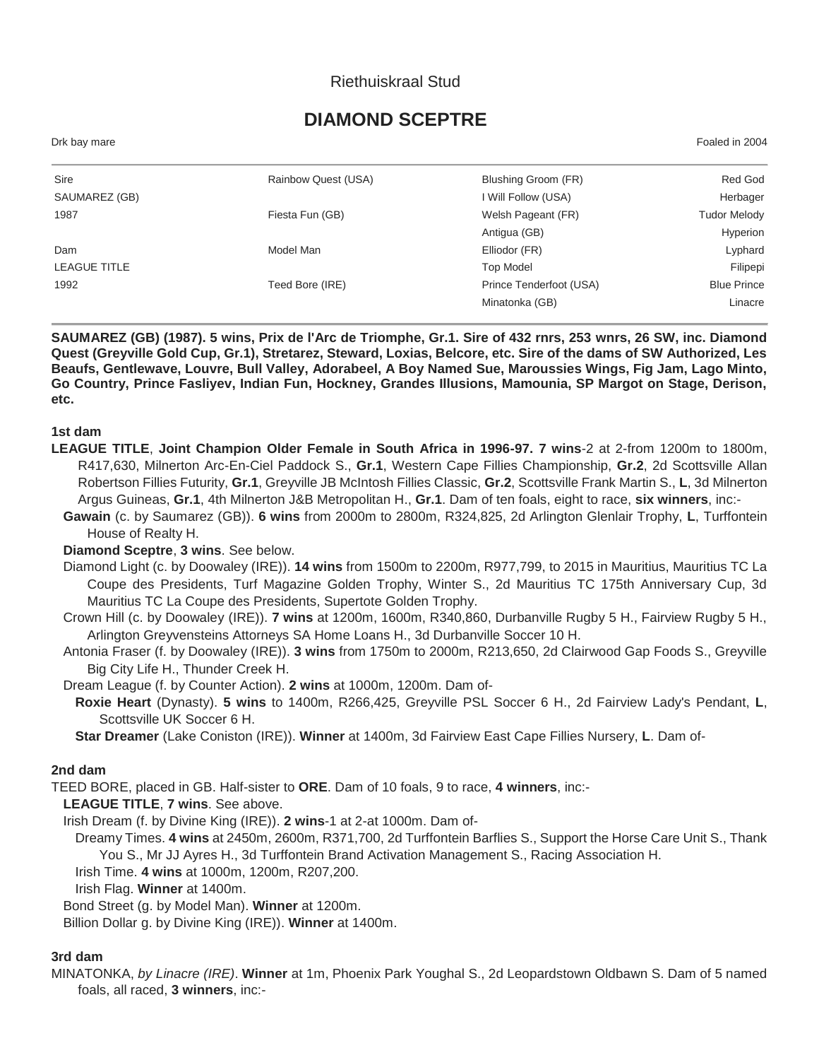Riethuiskraal Stud

# DIAMOND SCEPTRE

Drk bay mare Foaled in 2004

| | | | |
|---|---|---|---|
| Sire | Rainbow Quest (USA) | Blushing Groom (FR) | Red God |
| SAUMAREZ (GB) | | I Will Follow (USA) | Herbager |
| 1987 | Fiesta Fun (GB) | Welsh Pageant (FR) | Tudor Melody |
| | | Antigua (GB) | Hyperion |
| Dam | Model Man | Elliodor (FR) | Lyphard |
| LEAGUE TITLE | | Top Model | Filipepi |
| 1992 | Teed Bore (IRE) | Prince Tenderfoot (USA) | Blue Prince |
| | | Minatonka (GB) | Linacre |

**SAUMAREZ (GB) (1987). 5 wins, Prix de l'Arc de Triomphe, Gr.1. Sire of 432 rnrs, 253 wnrs, 26 SW, inc. Diamond Quest (Greyville Gold Cup, Gr.1), Stretarez, Steward, Loxias, Belcore, etc. Sire of the dams of SW Authorized, Les Beaufs, Gentlewave, Louvre, Bull Valley, Adorabeel, A Boy Named Sue, Maroussies Wings, Fig Jam, Lago Minto, Go Country, Prince Fasliyev, Indian Fun, Hockney, Grandes Illusions, Mamounia, SP Margot on Stage, Derison, etc.**

### 1st dam

**LEAGUE TITLE**, **Joint Champion Older Female in South Africa in 1996-97. 7 wins**-2 at 2-from 1200m to 1800m, R417,630, Milnerton Arc-En-Ciel Paddock S., **Gr.1**, Western Cape Fillies Championship, **Gr.2**, 2d Scottsville Allan Robertson Fillies Futurity, **Gr.1**, Greyville JB McIntosh Fillies Classic, **Gr.2**, Scottsville Frank Martin S., **L**, 3d Milnerton Argus Guineas, **Gr.1**, 4th Milnerton J&B Metropolitan H., **Gr.1**. Dam of ten foals, eight to race, **six winners**, inc:-

**Gawain** (c. by Saumarez (GB)). **6 wins** from 2000m to 2800m, R324,825, 2d Arlington Glenlair Trophy, **L**, Turffontein House of Realty H.

**Diamond Sceptre**, **3 wins**. See below.

Diamond Light (c. by Doowaley (IRE)). **14 wins** from 1500m to 2200m, R977,799, to 2015 in Mauritius, Mauritius TC La Coupe des Presidents, Turf Magazine Golden Trophy, Winter S., 2d Mauritius TC 175th Anniversary Cup, 3d Mauritius TC La Coupe des Presidents, Supertote Golden Trophy.

Crown Hill (c. by Doowaley (IRE)). **7 wins** at 1200m, 1600m, R340,860, Durbanville Rugby 5 H., Fairview Rugby 5 H., Arlington Greyvensteins Attorneys SA Home Loans H., 3d Durbanville Soccer 10 H.

Antonia Fraser (f. by Doowaley (IRE)). **3 wins** from 1750m to 2000m, R213,650, 2d Clairwood Gap Foods S., Greyville Big City Life H., Thunder Creek H.

Dream League (f. by Counter Action). **2 wins** at 1000m, 1200m. Dam of-

**Roxie Heart** (Dynasty). **5 wins** to 1400m, R266,425, Greyville PSL Soccer 6 H., 2d Fairview Lady's Pendant, **L**, Scottsville UK Soccer 6 H.

**Star Dreamer** (Lake Coniston (IRE)). **Winner** at 1400m, 3d Fairview East Cape Fillies Nursery, **L**. Dam of-

### 2nd dam

TEED BORE, placed in GB. Half-sister to **ORE**. Dam of 10 foals, 9 to race, **4 winners**, inc:-

**LEAGUE TITLE**, **7 wins**. See above.

Irish Dream (f. by Divine King (IRE)). **2 wins**-1 at 2-at 1000m. Dam of-

Dreamy Times. **4 wins** at 2450m, 2600m, R371,700, 2d Turffontein Barflies S., Support the Horse Care Unit S., Thank You S., Mr JJ Ayres H., 3d Turffontein Brand Activation Management S., Racing Association H.

Irish Time. **4 wins** at 1000m, 1200m, R207,200.

Irish Flag. **Winner** at 1400m.

Bond Street (g. by Model Man). **Winner** at 1200m.

Billion Dollar g. by Divine King (IRE)). **Winner** at 1400m.

### 3rd dam

MINATONKA, *by Linacre (IRE)*. **Winner** at 1m, Phoenix Park Youghal S., 2d Leopardstown Oldbawn S. Dam of 5 named foals, all raced, **3 winners**, inc:-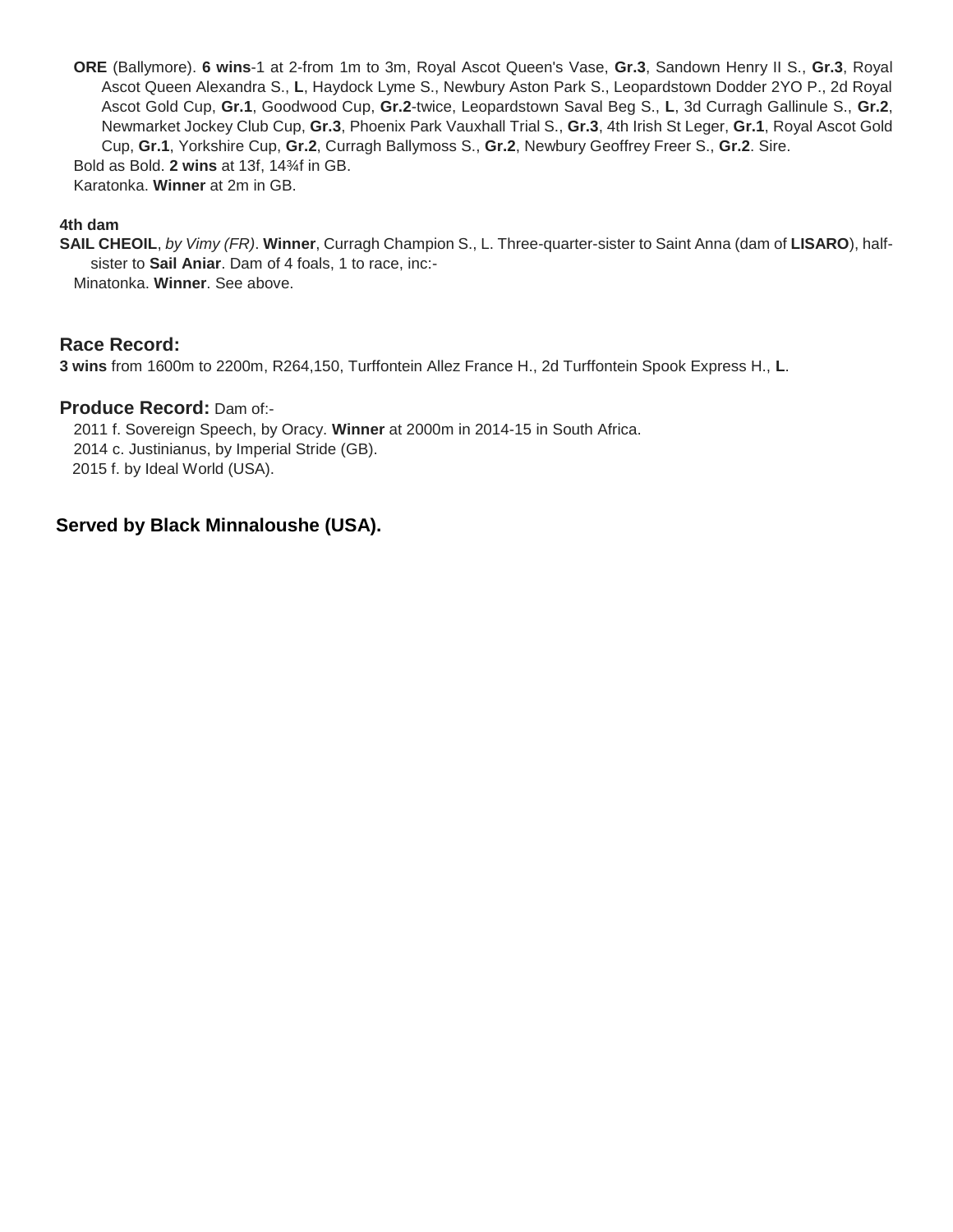**ORE** (Ballymore). **6 wins**-1 at 2-from 1m to 3m, Royal Ascot Queen's Vase, **Gr.3**, Sandown Henry II S., **Gr.3**, Royal Ascot Queen Alexandra S., **L**, Haydock Lyme S., Newbury Aston Park S., Leopardstown Dodder 2YO P., 2d Royal Ascot Gold Cup, **Gr.1**, Goodwood Cup, **Gr.2**-twice, Leopardstown Saval Beg S., **L**, 3d Curragh Gallinule S., **Gr.2**, Newmarket Jockey Club Cup, **Gr.3**, Phoenix Park Vauxhall Trial S., **Gr.3**, 4th Irish St Leger, **Gr.1**, Royal Ascot Gold Cup, **Gr.1**, Yorkshire Cup, **Gr.2**, Curragh Ballymoss S., **Gr.2**, Newbury Geoffrey Freer S., **Gr.2**. Sire.

Bold as Bold. **2 wins** at 13f, 14¾f in GB.

Karatonka. **Winner** at 2m in GB.

**4th dam**

**SAIL CHEOIL**, *by Vimy (FR)*. **Winner**, Curragh Champion S., L. Three-quarter-sister to Saint Anna (dam of **LISARO**), half-sister to **Sail Aniar**. Dam of 4 foals, 1 to race, inc:-

Minatonka. **Winner**. See above.

## Race Record:

**3 wins** from 1600m to 2200m, R264,150, Turffontein Allez France H., 2d Turffontein Spook Express H., **L**.

## Produce Record: Dam of:-

2011 f. Sovereign Speech, by Oracy. **Winner** at 2000m in 2014-15 in South Africa.
2014 c. Justinianus, by Imperial Stride (GB).
2015 f. by Ideal World (USA).

## Served by Black Minnaloushe (USA).